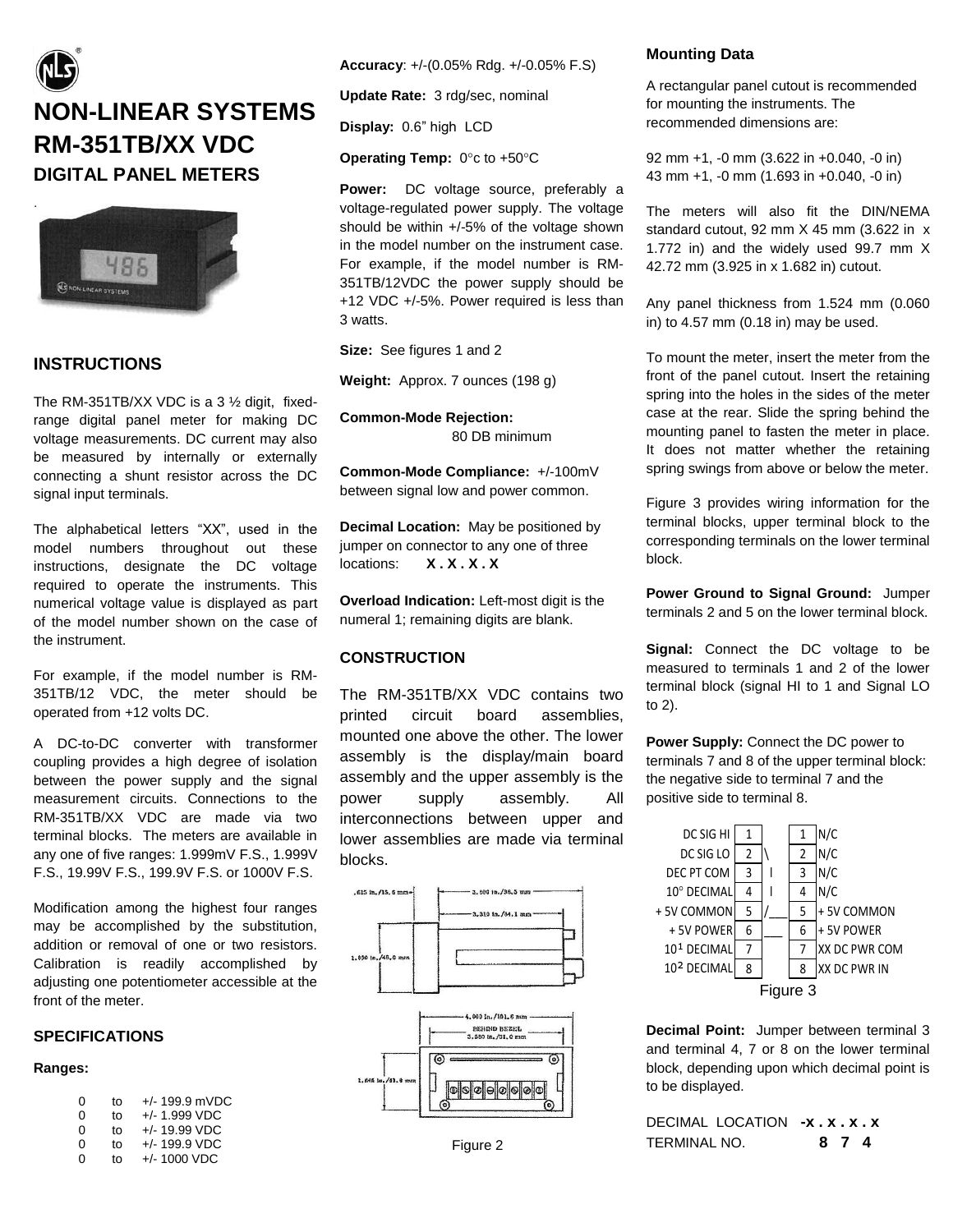# NON-LINEAR SYSTEMS
# RM-351TB/XX VDC
## DIGITAL PANEL METERS

## INSTRUCTIONS

The RM-351TB/XX VDC is a 3 ½ digit, fixed-range digital panel meter for making DC voltage measurements. DC current may also be measured by internally or externally connecting a shunt resistor across the DC signal input terminals.

The alphabetical letters "XX", used in the model numbers throughout out these instructions, designate the DC voltage required to operate the instruments. This numerical voltage value is displayed as part of the model number shown on the case of the instrument.

For example, if the model number is RM-351TB/12 VDC, the meter should be operated from +12 volts DC.

A DC-to-DC converter with transformer coupling provides a high degree of isolation between the power supply and the signal measurement circuits. Connections to the RM-351TB/XX VDC are made via two terminal blocks. The meters are available in any one of five ranges: 1.999mV F.S., 1.999V F.S., 19.99V F.S., 199.9V F.S. or 1000V F.S.

Modification among the highest four ranges may be accomplished by the substitution, addition or removal of one or two resistors. Calibration is readily accomplished by adjusting one potentiometer accessible at the front of the meter.

## SPECIFICATIONS

**Ranges:**

| | | |
|---|---|---|
| 0 | to | +/- 199.9 mVDC |
| 0 | to | +/- 1.999 VDC |
| 0 | to | +/- 19.99 VDC |
| 0 | to | +/- 199.9 VDC |
| 0 | to | +/- 1000 VDC |

**Accuracy**: +/-(0.05% Rdg. +/-0.05% F.S)

**Update Rate:** 3 rdg/sec, nominal

**Display:** 0.6" high LCD

**Operating Temp:** 0°c to +50°C

**Power:** DC voltage source, preferably a voltage-regulated power supply. The voltage should be within +/-5% of the voltage shown in the model number on the instrument case. For example, if the model number is RM-351TB/12VDC the power supply should be +12 VDC +/-5%. Power required is less than 3 watts.

**Size:** See figures 1 and 2

**Weight:** Approx. 7 ounces (198 g)

**Common-Mode Rejection:** 80 DB minimum

**Common-Mode Compliance:** +/-100mV between signal low and power common.

**Decimal Location:** May be positioned by jumper on connector to any one of three locations: **X . X . X . X**

**Overload Indication:** Left-most digit is the numeral 1; remaining digits are blank.

## CONSTRUCTION

The RM-351TB/XX VDC contains two printed circuit board assemblies, mounted one above the other. The lower assembly is the display/main board assembly and the upper assembly is the power supply assembly. All interconnections between upper and lower assemblies are made via terminal blocks.

.615 in./15.6 mm; 3.500 in./38.5 mm; 3.319 in./84.1 mm; 1.890 in./48.0 mm

4.000 in./101.6 mm; BEHIND BEZEL 3.580 in./91.0 mm; 1.645 in./41.8 mm

Figure 2

## Mounting Data

A rectangular panel cutout is recommended for mounting the instruments. The recommended dimensions are:

92 mm +1, -0 mm (3.622 in +0.040, -0 in)
43 mm +1, -0 mm (1.693 in +0.040, -0 in)

The meters will also fit the DIN/NEMA standard cutout, 92 mm X 45 mm (3.622 in x 1.772 in) and the widely used 99.7 mm X 42.72 mm (3.925 in x 1.682 in) cutout.

Any panel thickness from 1.524 mm (0.060 in) to 4.57 mm (0.18 in) may be used.

To mount the meter, insert the meter from the front of the panel cutout. Insert the retaining spring into the holes in the sides of the meter case at the rear. Slide the spring behind the mounting panel to fasten the meter in place. It does not matter whether the retaining spring swings from above or below the meter.

Figure 3 provides wiring information for the terminal blocks, upper terminal block to the corresponding terminals on the lower terminal block.

**Power Ground to Signal Ground:** Jumper terminals 2 and 5 on the lower terminal block.

**Signal:** Connect the DC voltage to be measured to terminals 1 and 2 of the lower terminal block (signal HI to 1 and Signal LO to 2).

**Power Supply:** Connect the DC power to terminals 7 and 8 of the upper terminal block: the negative side to terminal 7 and the positive side to terminal 8.

| Lower | Terminal | Upper Terminal | Upper |
|---|---|---|---|
| DC SIG HI | 1 | 1 | N/C |
| DC SIG LO | 2 | 2 | N/C |
| DEC PT COM | 3 | 3 | N/C |
| $10^0$ DECIMAL | 4 | 4 | N/C |
| + 5V COMMON | 5 | 5 | + 5V COMMON |
| + 5V POWER | 6 | 6 | + 5V POWER |
| $10^1$ DECIMAL | 7 | 7 | XX DC PWR COM |
| $10^2$ DECIMAL | 8 | 8 | XX DC PWR IN |

Figure 3

**Decimal Point:** Jumper between terminal 3 and terminal 4, 7 or 8 on the lower terminal block, depending upon which decimal point is to be displayed.

| DECIMAL LOCATION | -x . x . x . x |
|---|---|
| TERMINAL NO. | 8 7 4 |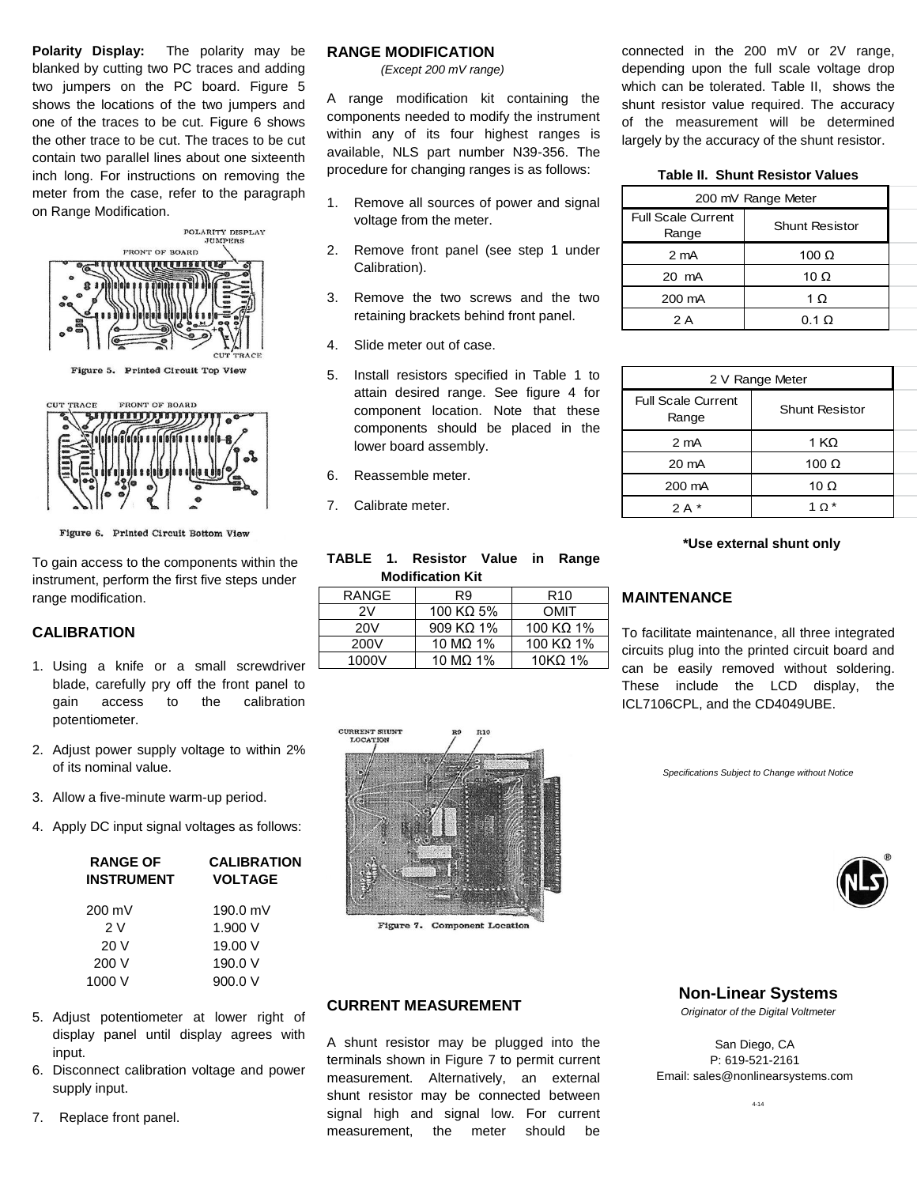**Polarity Display:** The polarity may be blanked by cutting two PC traces and adding two jumpers on the PC board. Figure 5 shows the locations of the two jumpers and one of the traces to be cut. Figure 6 shows the other trace to be cut. The traces to be cut contain two parallel lines about one sixteenth inch long. For instructions on removing the meter from the case, refer to the paragraph on Range Modification.

POLARITY DISPLAY JUMPERS

FRONT OF BOARD

CUT TRACE

Figure 5. Printed Circuit Top View

CUT TRACE FRONT OF BOARD

Figure 6. Printed Circuit Bottom View

To gain access to the components within the instrument, perform the first five steps under range modification.

## CALIBRATION

1. Using a knife or a small screwdriver blade, carefully pry off the front panel to gain access to the calibration potentiometer.
2. Adjust power supply voltage to within 2% of its nominal value.
3. Allow a five-minute warm-up period.
4. Apply DC input signal voltages as follows:

| RANGE OF INSTRUMENT | CALIBRATION VOLTAGE |
|---|---|
| 200 mV | 190.0 mV |
| 2 V | 1.900 V |
| 20 V | 19.00 V |
| 200 V | 190.0 V |
| 1000 V | 900.0 V |

5. Adjust potentiometer at lower right of display panel until display agrees with input.
6. Disconnect calibration voltage and power supply input.
7. Replace front panel.

## RANGE MODIFICATION

*(Except 200 mV range)*

A range modification kit containing the components needed to modify the instrument within any of its four highest ranges is available, NLS part number N39-356. The procedure for changing ranges is as follows:

1. Remove all sources of power and signal voltage from the meter.
2. Remove front panel (see step 1 under Calibration).
3. Remove the two screws and the two retaining brackets behind front panel.
4. Slide meter out of case.
5. Install resistors specified in Table 1 to attain desired range. See figure 4 for component location. Note that these components should be placed in the lower board assembly.
6. Reassemble meter.
7. Calibrate meter.

**TABLE 1. Resistor Value in Range Modification Kit**

| RANGE | R9 | R10 |
|---|---|---|
| 2V | 100 KΩ 5% | OMIT |
| 20V | 909 KΩ 1% | 100 KΩ 1% |
| 200V | 10 MΩ 1% | 100 KΩ 1% |
| 1000V | 10 MΩ 1% | 10KΩ 1% |

CURRENT SHUNT LOCATION R9 R10

Figure 7. Component Location

## CURRENT MEASUREMENT

A shunt resistor may be plugged into the terminals shown in Figure 7 to permit current measurement. Alternatively, an external shunt resistor may be connected between signal high and signal low. For current measurement, the meter should be connected in the 200 mV or 2V range, depending upon the full scale voltage drop which can be tolerated. Table II, shows the shunt resistor value required. The accuracy of the measurement will be determined largely by the accuracy of the shunt resistor.

**Table II. Shunt Resistor Values**

| 200 mV Range Meter | |
|---|---|
| Full Scale Current Range | Shunt Resistor |
| 2 mA | 100 Ω |
| 20 mA | 10 Ω |
| 200 mA | 1 Ω |
| 2 A | 0.1 Ω |

| 2 V Range Meter | |
|---|---|
| Full Scale Current Range | Shunt Resistor |
| 2 mA | 1 KΩ |
| 20 mA | 100 Ω |
| 200 mA | 10 Ω |
| 2 A * | 1 Ω * |

***Use external shunt only**

## MAINTENANCE

To facilitate maintenance, all three integrated circuits plug into the printed circuit board and can be easily removed without soldering. These include the LCD display, the ICL7106CPL, and the CD4049UBE.

*Specifications Subject to Change without Notice*

**Non-Linear Systems**

*Originator of the Digital Voltmeter*

San Diego, CA
P: 619-521-2161
Email: sales@nonlinearsystems.com

4-14